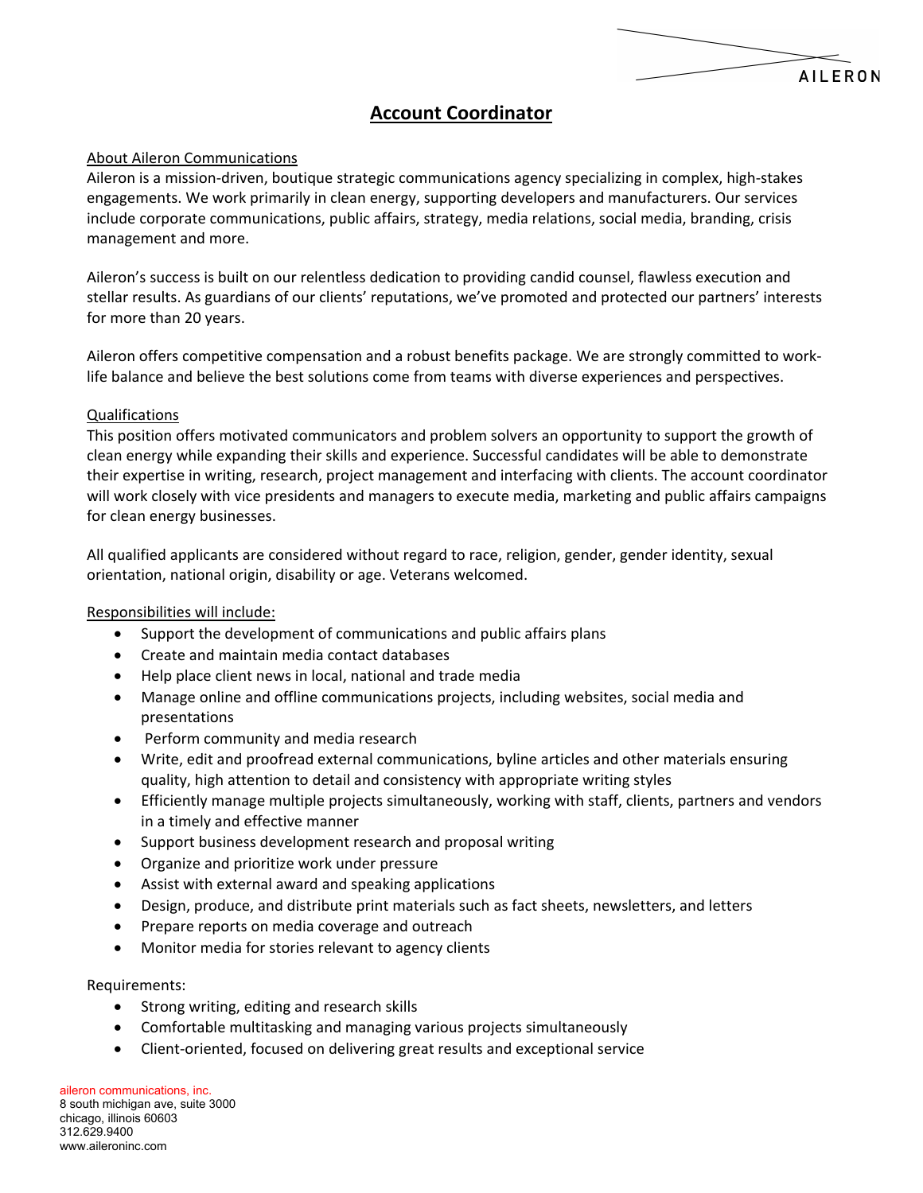# Account Coordinator

## About Aileron Communications

Aileron is a mission-driven, boutique strategic communications agency specializing in complex, high-stakes engagements. We work primarily in clean energy, supporting developers and manufacturers. Our services include corporate communications, public affairs, strategy, media relations, social media, branding, crisis management and more.

Aileron's success is built on our relentless dedication to providing candid counsel, flawless execution and stellar results. As guardians of our clients' reputations, we've promoted and protected our partners' interests for more than 20 years.

Aileron offers competitive compensation and a robust benefits package. We are strongly committed to work-life balance and believe the best solutions come from teams with diverse experiences and perspectives.

## Qualifications

This position offers motivated communicators and problem solvers an opportunity to support the growth of clean energy while expanding their skills and experience. Successful candidates will be able to demonstrate their expertise in writing, research, project management and interfacing with clients. The account coordinator will work closely with vice presidents and managers to execute media, marketing and public affairs campaigns for clean energy businesses.

All qualified applicants are considered without regard to race, religion, gender, gender identity, sexual orientation, national origin, disability or age. Veterans welcomed.

## Responsibilities will include:

- Support the development of communications and public affairs plans
- Create and maintain media contact databases
- Help place client news in local, national and trade media
- Manage online and offline communications projects, including websites, social media and presentations
- Perform community and media research
- Write, edit and proofread external communications, byline articles and other materials ensuring quality, high attention to detail and consistency with appropriate writing styles
- Efficiently manage multiple projects simultaneously, working with staff, clients, partners and vendors in a timely and effective manner
- Support business development research and proposal writing
- Organize and prioritize work under pressure
- Assist with external award and speaking applications
- Design, produce, and distribute print materials such as fact sheets, newsletters, and letters
- Prepare reports on media coverage and outreach
- Monitor media for stories relevant to agency clients

Requirements:

- Strong writing, editing and research skills
- Comfortable multitasking and managing various projects simultaneously
- Client-oriented, focused on delivering great results and exceptional service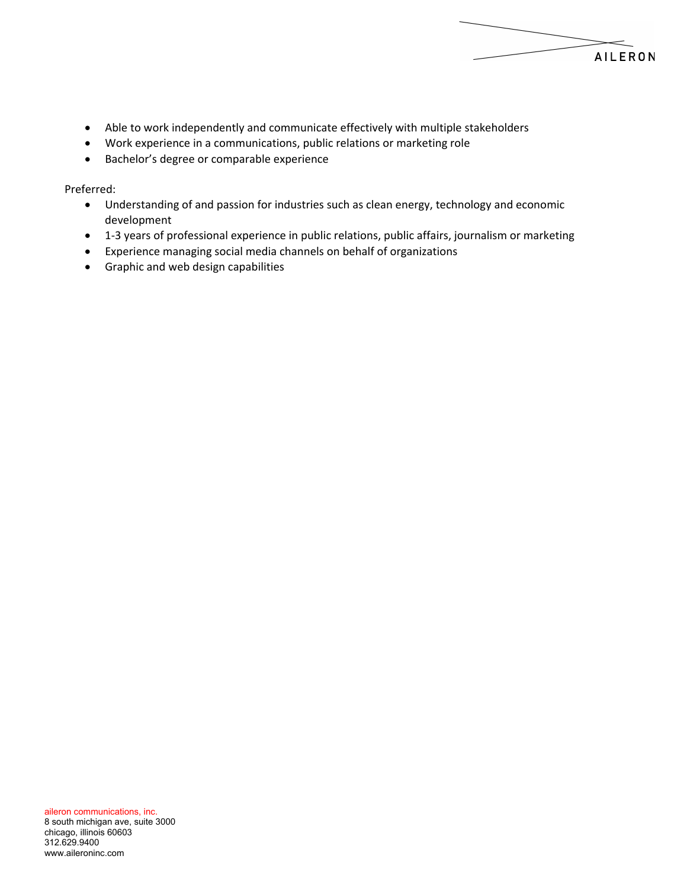- Able to work independently and communicate effectively with multiple stakeholders
- Work experience in a communications, public relations or marketing role
- Bachelor's degree or comparable experience

Preferred:

- Understanding of and passion for industries such as clean energy, technology and economic development
- 1-3 years of professional experience in public relations, public affairs, journalism or marketing
- Experience managing social media channels on behalf of organizations
- Graphic and web design capabilities